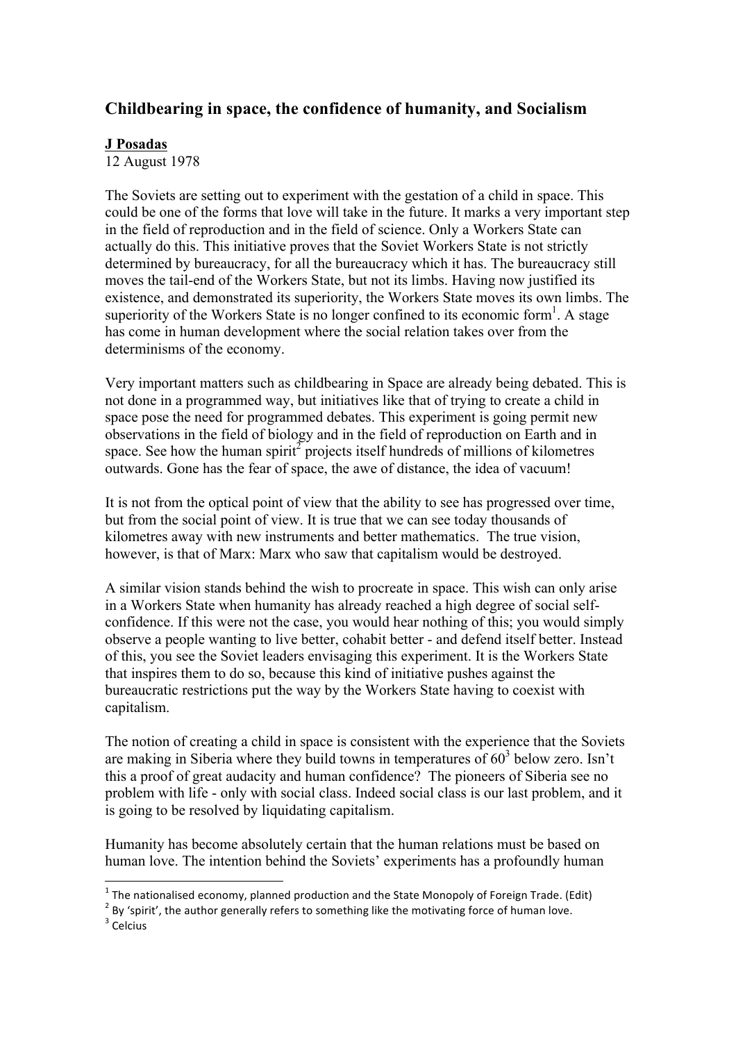## Childbearing in space, the confidence of humanity, and Socialism

**J Posadas**
12 August 1978

The Soviets are setting out to experiment with the gestation of a child in space. This could be one of the forms that love will take in the future. It marks a very important step in the field of reproduction and in the field of science. Only a Workers State can actually do this. This initiative proves that the Soviet Workers State is not strictly determined by bureaucracy, for all the bureaucracy which it has. The bureaucracy still moves the tail-end of the Workers State, but not its limbs. Having now justified its existence, and demonstrated its superiority, the Workers State moves its own limbs. The superiority of the Workers State is no longer confined to its economic form[1]. A stage has come in human development where the social relation takes over from the determinisms of the economy.

Very important matters such as childbearing in Space are already being debated. This is not done in a programmed way, but initiatives like that of trying to create a child in space pose the need for programmed debates. This experiment is going permit new observations in the field of biology and in the field of reproduction on Earth and in space. See how the human spirit[2] projects itself hundreds of millions of kilometres outwards. Gone has the fear of space, the awe of distance, the idea of vacuum!

It is not from the optical point of view that the ability to see has progressed over time, but from the social point of view. It is true that we can see today thousands of kilometres away with new instruments and better mathematics. The true vision, however, is that of Marx: Marx who saw that capitalism would be destroyed.

A similar vision stands behind the wish to procreate in space. This wish can only arise in a Workers State when humanity has already reached a high degree of social self-confidence. If this were not the case, you would hear nothing of this; you would simply observe a people wanting to live better, cohabit better - and defend itself better. Instead of this, you see the Soviet leaders envisaging this experiment. It is the Workers State that inspires them to do so, because this kind of initiative pushes against the bureaucratic restrictions put the way by the Workers State having to coexist with capitalism.

The notion of creating a child in space is consistent with the experience that the Soviets are making in Siberia where they build towns in temperatures of 60[3] below zero. Isn't this a proof of great audacity and human confidence? The pioneers of Siberia see no problem with life - only with social class. Indeed social class is our last problem, and it is going to be resolved by liquidating capitalism.

Humanity has become absolutely certain that the human relations must be based on human love. The intention behind the Soviets' experiments has a profoundly human

---

[1] The nationalised economy, planned production and the State Monopoly of Foreign Trade. (Edit)
[2] By 'spirit', the author generally refers to something like the motivating force of human love.
[3] Celcius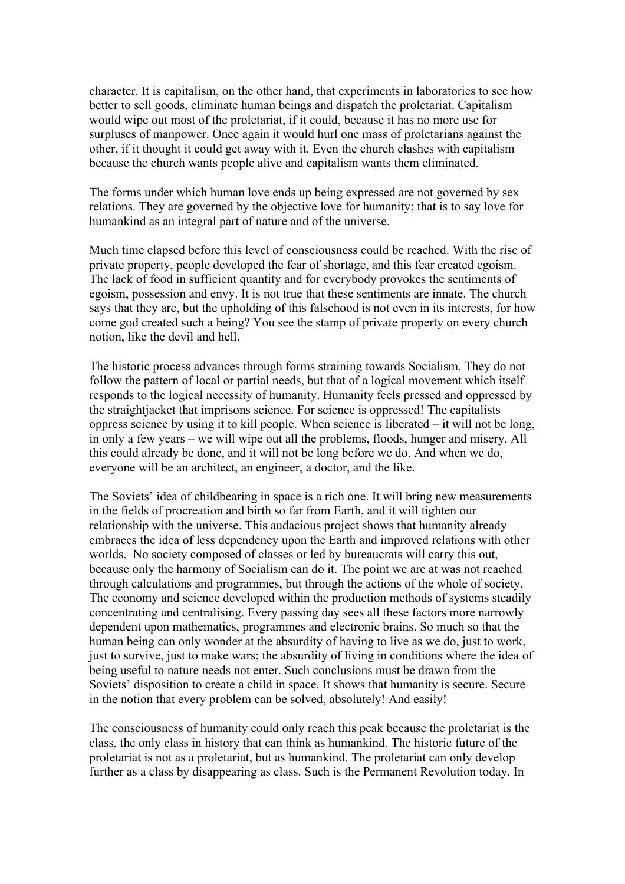character. It is capitalism, on the other hand, that experiments in laboratories to see how better to sell goods, eliminate human beings and dispatch the proletariat. Capitalism would wipe out most of the proletariat, if it could, because it has no more use for surpluses of manpower. Once again it would hurl one mass of proletarians against the other, if it thought it could get away with it. Even the church clashes with capitalism because the church wants people alive and capitalism wants them eliminated.

The forms under which human love ends up being expressed are not governed by sex relations. They are governed by the objective love for humanity; that is to say love for humankind as an integral part of nature and of the universe.

Much time elapsed before this level of consciousness could be reached. With the rise of private property, people developed the fear of shortage, and this fear created egoism. The lack of food in sufficient quantity and for everybody provokes the sentiments of egoism, possession and envy. It is not true that these sentiments are innate. The church says that they are, but the upholding of this falsehood is not even in its interests, for how come god created such a being? You see the stamp of private property on every church notion, like the devil and hell.

The historic process advances through forms straining towards Socialism. They do not follow the pattern of local or partial needs, but that of a logical movement which itself responds to the logical necessity of humanity. Humanity feels pressed and oppressed by the straightjacket that imprisons science. For science is oppressed! The capitalists oppress science by using it to kill people. When science is liberated – it will not be long, in only a few years – we will wipe out all the problems, floods, hunger and misery. All this could already be done, and it will not be long before we do. And when we do, everyone will be an architect, an engineer, a doctor, and the like.

The Soviets' idea of childbearing in space is a rich one. It will bring new measurements in the fields of procreation and birth so far from Earth, and it will tighten our relationship with the universe. This audacious project shows that humanity already embraces the idea of less dependency upon the Earth and improved relations with other worlds. No society composed of classes or led by bureaucrats will carry this out, because only the harmony of Socialism can do it. The point we are at was not reached through calculations and programmes, but through the actions of the whole of society. The economy and science developed within the production methods of systems steadily concentrating and centralising. Every passing day sees all these factors more narrowly dependent upon mathematics, programmes and electronic brains. So much so that the human being can only wonder at the absurdity of having to live as we do, just to work, just to survive, just to make wars; the absurdity of living in conditions where the idea of being useful to nature needs not enter. Such conclusions must be drawn from the Soviets' disposition to create a child in space. It shows that humanity is secure. Secure in the notion that every problem can be solved, absolutely! And easily!

The consciousness of humanity could only reach this peak because the proletariat is the class, the only class in history that can think as humankind. The historic future of the proletariat is not as a proletariat, but as humankind. The proletariat can only develop further as a class by disappearing as class. Such is the Permanent Revolution today. In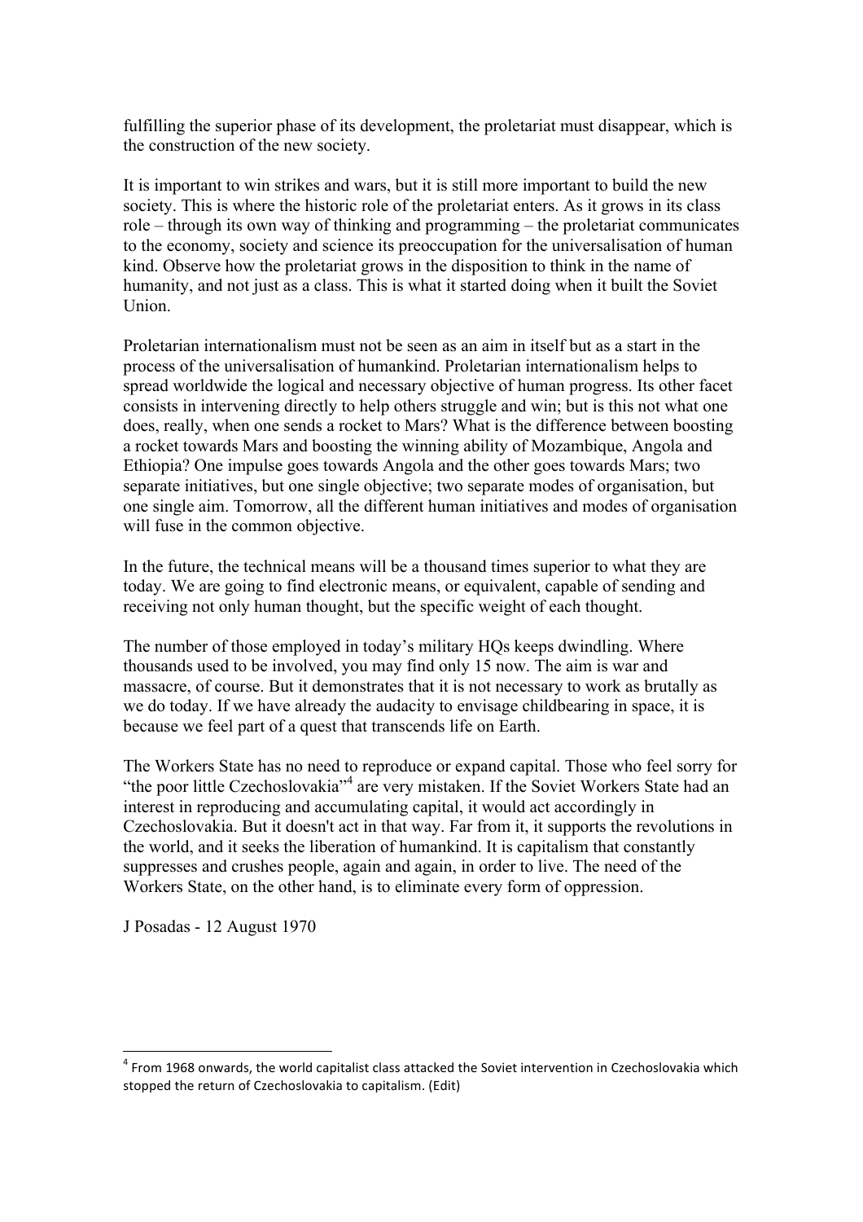fulfilling the superior phase of its development, the proletariat must disappear, which is the construction of the new society.

It is important to win strikes and wars, but it is still more important to build the new society. This is where the historic role of the proletariat enters. As it grows in its class role – through its own way of thinking and programming – the proletariat communicates to the economy, society and science its preoccupation for the universalisation of human kind. Observe how the proletariat grows in the disposition to think in the name of humanity, and not just as a class. This is what it started doing when it built the Soviet Union.

Proletarian internationalism must not be seen as an aim in itself but as a start in the process of the universalisation of humankind. Proletarian internationalism helps to spread worldwide the logical and necessary objective of human progress. Its other facet consists in intervening directly to help others struggle and win; but is this not what one does, really, when one sends a rocket to Mars? What is the difference between boosting a rocket towards Mars and boosting the winning ability of Mozambique, Angola and Ethiopia? One impulse goes towards Angola and the other goes towards Mars; two separate initiatives, but one single objective; two separate modes of organisation, but one single aim. Tomorrow, all the different human initiatives and modes of organisation will fuse in the common objective.

In the future, the technical means will be a thousand times superior to what they are today. We are going to find electronic means, or equivalent, capable of sending and receiving not only human thought, but the specific weight of each thought.

The number of those employed in today's military HQs keeps dwindling. Where thousands used to be involved, you may find only 15 now. The aim is war and massacre, of course. But it demonstrates that it is not necessary to work as brutally as we do today. If we have already the audacity to envisage childbearing in space, it is because we feel part of a quest that transcends life on Earth.

The Workers State has no need to reproduce or expand capital. Those who feel sorry for "the poor little Czechoslovakia"[4] are very mistaken. If the Soviet Workers State had an interest in reproducing and accumulating capital, it would act accordingly in Czechoslovakia. But it doesn't act in that way. Far from it, it supports the revolutions in the world, and it seeks the liberation of humankind. It is capitalism that constantly suppresses and crushes people, again and again, in order to live. The need of the Workers State, on the other hand, is to eliminate every form of oppression.

J Posadas - 12 August 1970

---

[4] From 1968 onwards, the world capitalist class attacked the Soviet intervention in Czechoslovakia which stopped the return of Czechoslovakia to capitalism. (Edit)